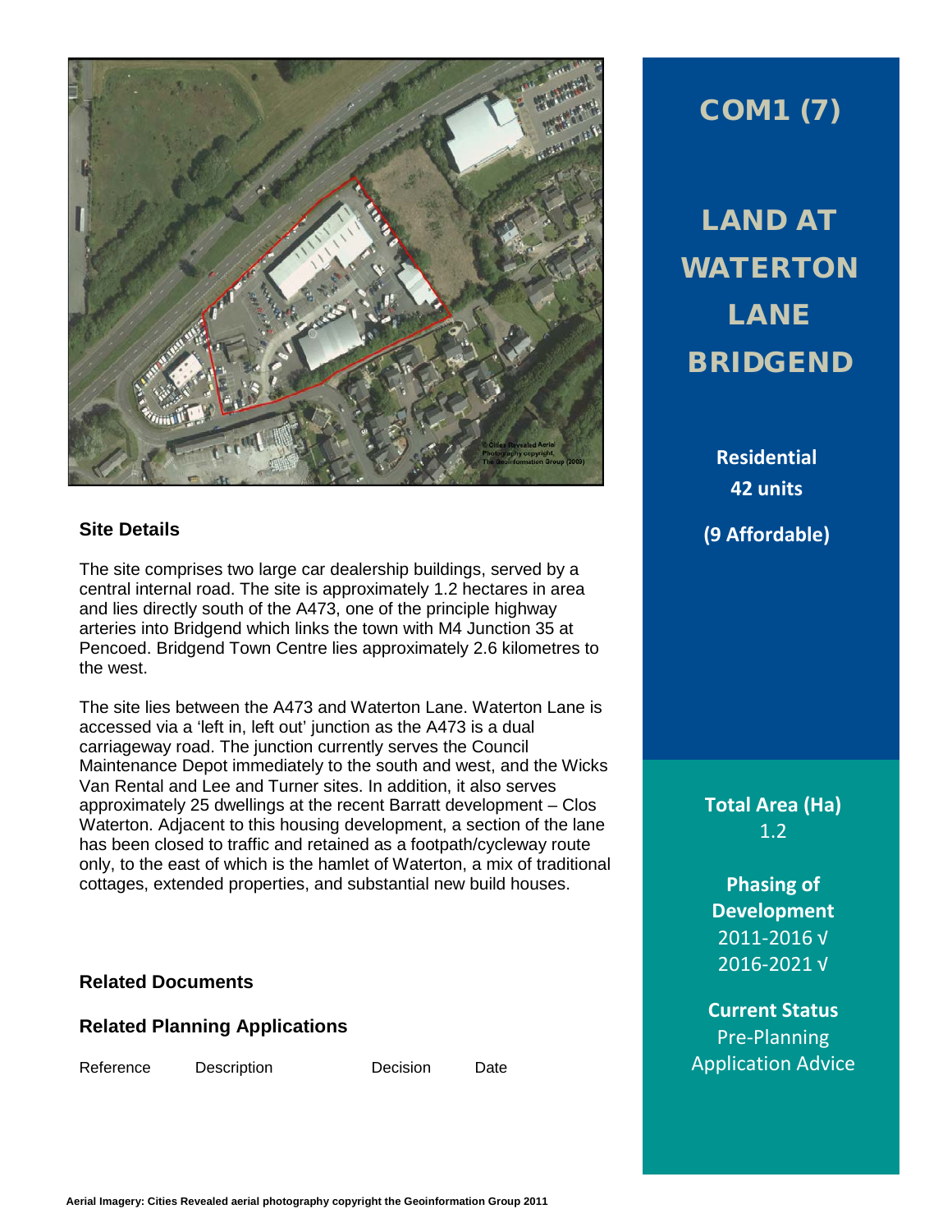# COM1 (7)

## LAND AT WATERTON LANE BRIDGEND

**Residential**
**42 units**

**(9 Affordable)**

**Total Area (Ha)**
1.2

**Phasing of Development**
2011-2016 √
2016-2021 √

**Current Status**
Pre-Planning Application Advice

### Site Details

The site comprises two large car dealership buildings, served by a central internal road. The site is approximately 1.2 hectares in area and lies directly south of the A473, one of the principle highway arteries into Bridgend which links the town with M4 Junction 35 at Pencoed. Bridgend Town Centre lies approximately 2.6 kilometres to the west.

The site lies between the A473 and Waterton Lane. Waterton Lane is accessed via a 'left in, left out' junction as the A473 is a dual carriageway road. The junction currently serves the Council Maintenance Depot immediately to the south and west, and the Wicks Van Rental and Lee and Turner sites. In addition, it also serves approximately 25 dwellings at the recent Barratt development – Clos Waterton. Adjacent to this housing development, a section of the lane has been closed to traffic and retained as a footpath/cycleway route only, to the east of which is the hamlet of Waterton, a mix of traditional cottages, extended properties, and substantial new build houses.

### Related Documents

### Related Planning Applications

| Reference | Description | Decision | Date |
| --- | --- | --- | --- |

Aerial Imagery: Cities Revealed aerial photography copyright the Geoinformation Group 2011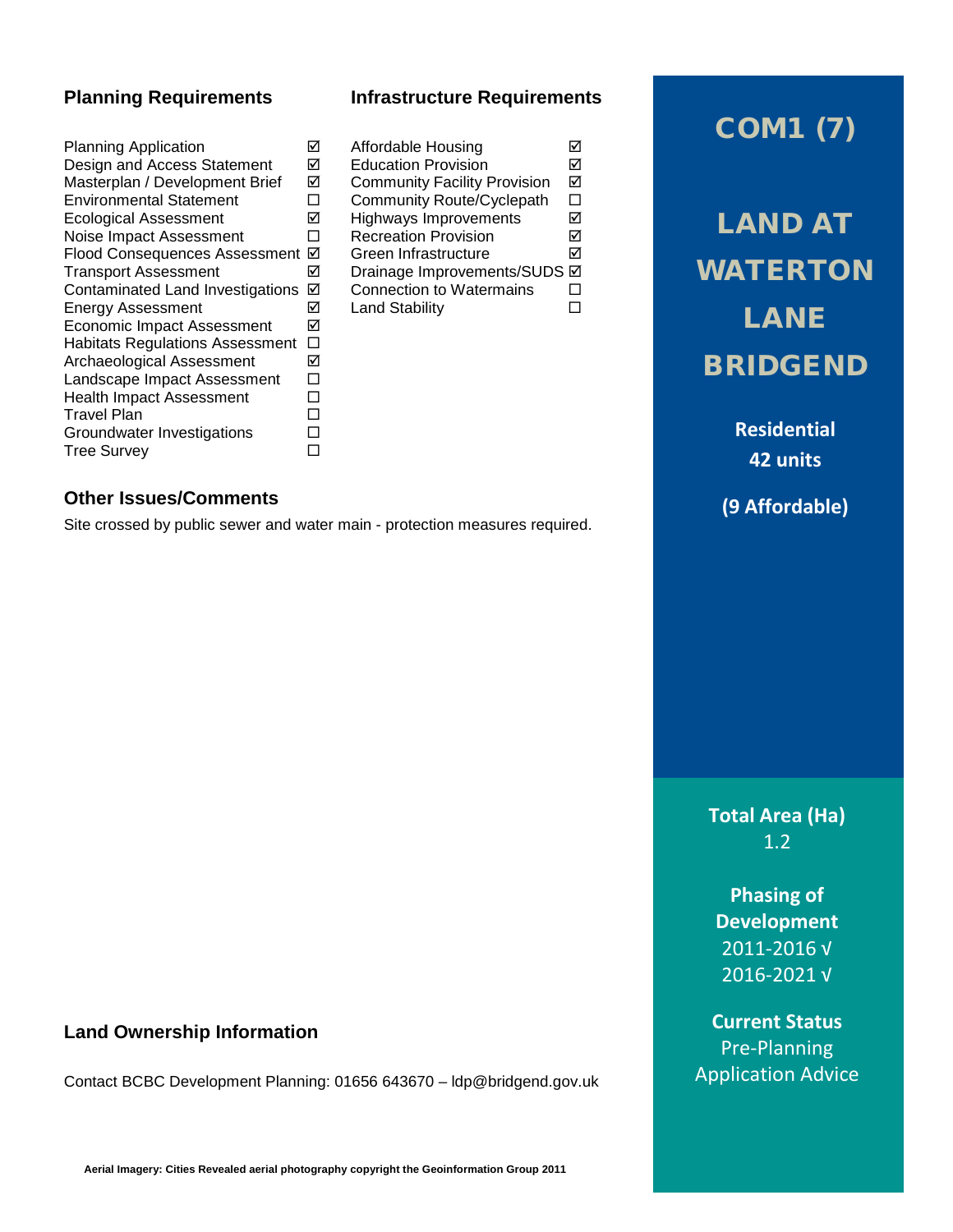# COM1 (7)

# LAND AT WATERTON LANE BRIDGEND

**Residential**
**42 units**

**(9 Affordable)**

**Total Area (Ha)**
1.2

**Phasing of Development**
2011-2016 √
2016-2021 √

**Current Status**
Pre-Planning Application Advice

## Planning Requirements

| | |
|---|---|
| Planning Application | ☑ |
| Design and Access Statement | ☑ |
| Masterplan / Development Brief | ☑ |
| Environmental Statement | ☐ |
| Ecological Assessment | ☑ |
| Noise Impact Assessment | ☐ |
| Flood Consequences Assessment | ☑ |
| Transport Assessment | ☑ |
| Contaminated Land Investigations | ☑ |
| Energy Assessment | ☑ |
| Economic Impact Assessment | ☑ |
| Habitats Regulations Assessment | ☐ |
| Archaeological Assessment | ☑ |
| Landscape Impact Assessment | ☐ |
| Health Impact Assessment | ☐ |
| Travel Plan | ☐ |
| Groundwater Investigations | ☐ |
| Tree Survey | ☐ |

## Infrastructure Requirements

| | |
|---|---|
| Affordable Housing | ☑ |
| Education Provision | ☑ |
| Community Facility Provision | ☑ |
| Community Route/Cyclepath | ☐ |
| Highways Improvements | ☑ |
| Recreation Provision | ☑ |
| Green Infrastructure | ☑ |
| Drainage Improvements/SUDS | ☑ |
| Connection to Watermains | ☐ |
| Land Stability | ☐ |

## Other Issues/Comments

Site crossed by public sewer and water main - protection measures required.

## Land Ownership Information

Contact BCBC Development Planning: 01656 643670 – ldp@bridgend.gov.uk

**Aerial Imagery: Cities Revealed aerial photography copyright the Geoinformation Group 2011**